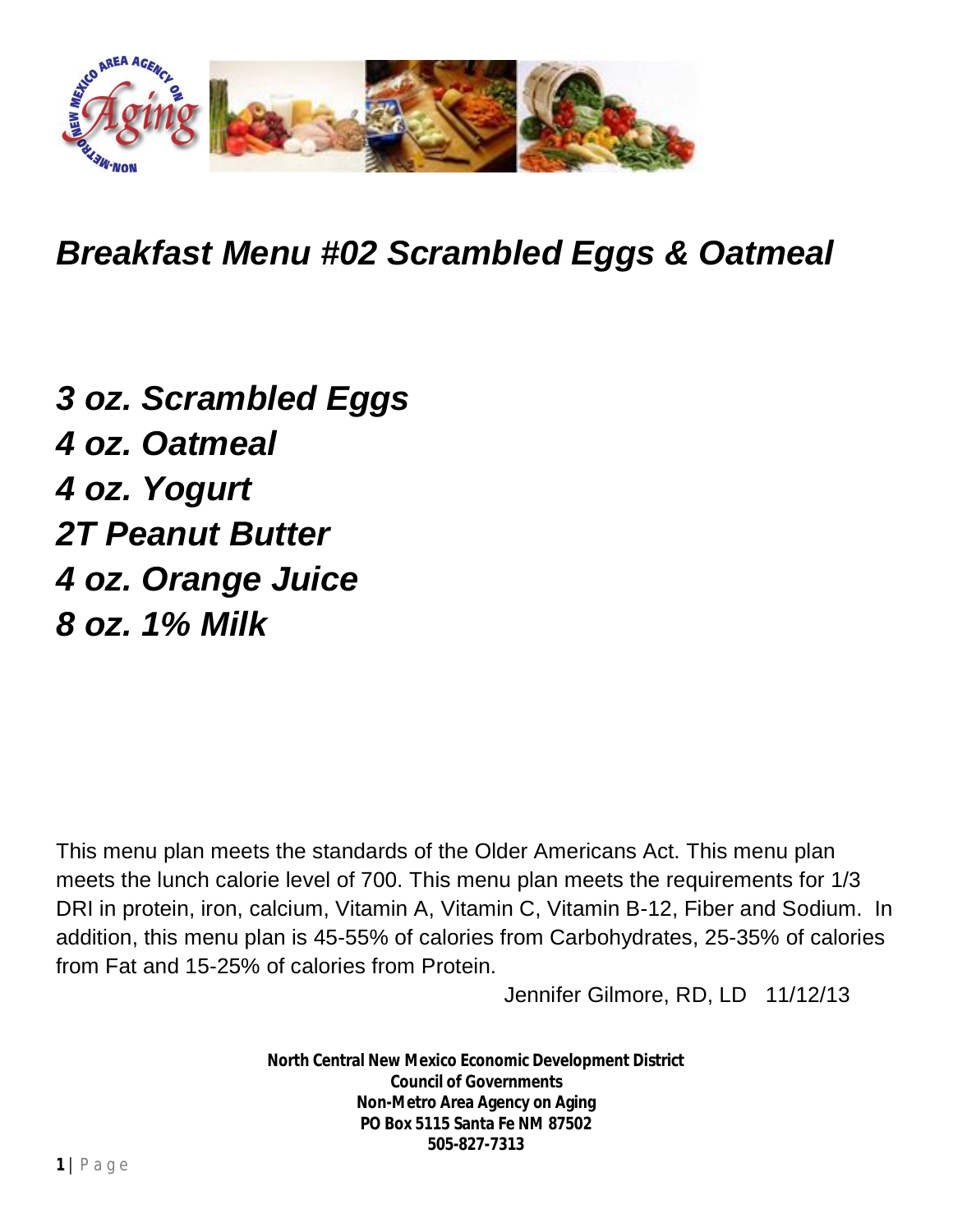# *Breakfast Menu #02 Scrambled Eggs & Oatmeal*

***3 oz. Scrambled Eggs***
***4 oz. Oatmeal***
***4 oz. Yogurt***
***2T Peanut Butter***
***4 oz. Orange Juice***
***8 oz. 1% Milk***

This menu plan meets the standards of the Older Americans Act. This menu plan meets the lunch calorie level of 700. This menu plan meets the requirements for 1/3 DRI in protein, iron, calcium, Vitamin A, Vitamin C, Vitamin B-12, Fiber and Sodium. In addition, this menu plan is 45-55% of calories from Carbohydrates, 25-35% of calories from Fat and 15-25% of calories from Protein.

Jennifer Gilmore, RD, LD 11/12/13

**North Central New Mexico Economic Development District**
**Council of Governments**
**Non-Metro Area Agency on Aging**
**PO Box 5115 Santa Fe NM 87502**
**505-827-7313**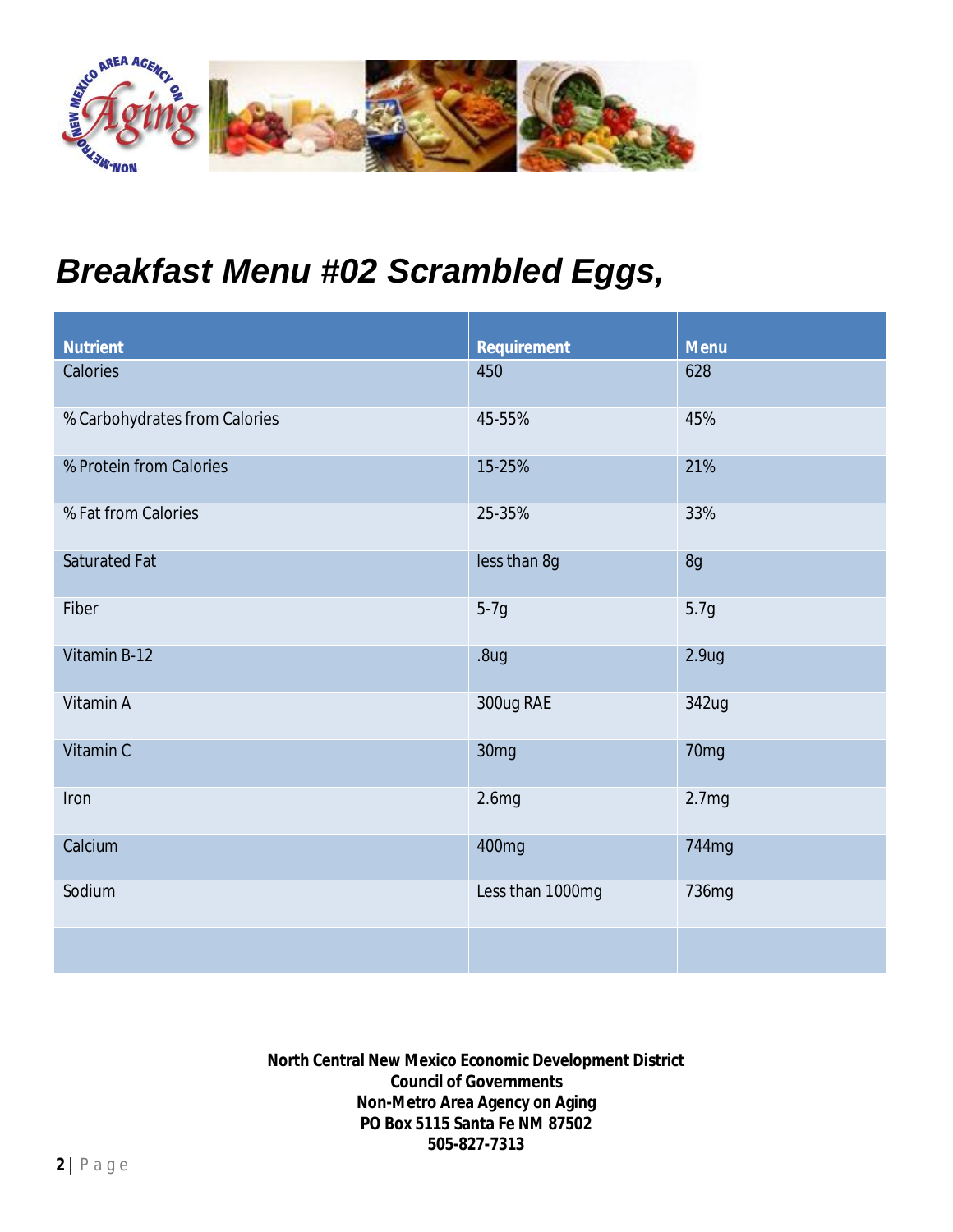# Breakfast Menu #02 Scrambled Eggs,

| Nutrient | Requirement | Menu |
|---|---|---|
| Calories | 450 | 628 |
| % Carbohydrates from Calories | 45-55% | 45% |
| % Protein from Calories | 15-25% | 21% |
| % Fat from Calories | 25-35% | 33% |
| Saturated Fat | less than 8g | 8g |
| Fiber | 5-7g | 5.7g |
| Vitamin B-12 | .8ug | 2.9ug |
| Vitamin A | 300ug RAE | 342ug |
| Vitamin C | 30mg | 70mg |
| Iron | 2.6mg | 2.7mg |
| Calcium | 400mg | 744mg |
| Sodium | Less than 1000mg | 736mg |
| | | |

**North Central New Mexico Economic Development District**
**Council of Governments**
**Non-Metro Area Agency on Aging**
**PO Box 5115 Santa Fe NM 87502**
**505-827-7313**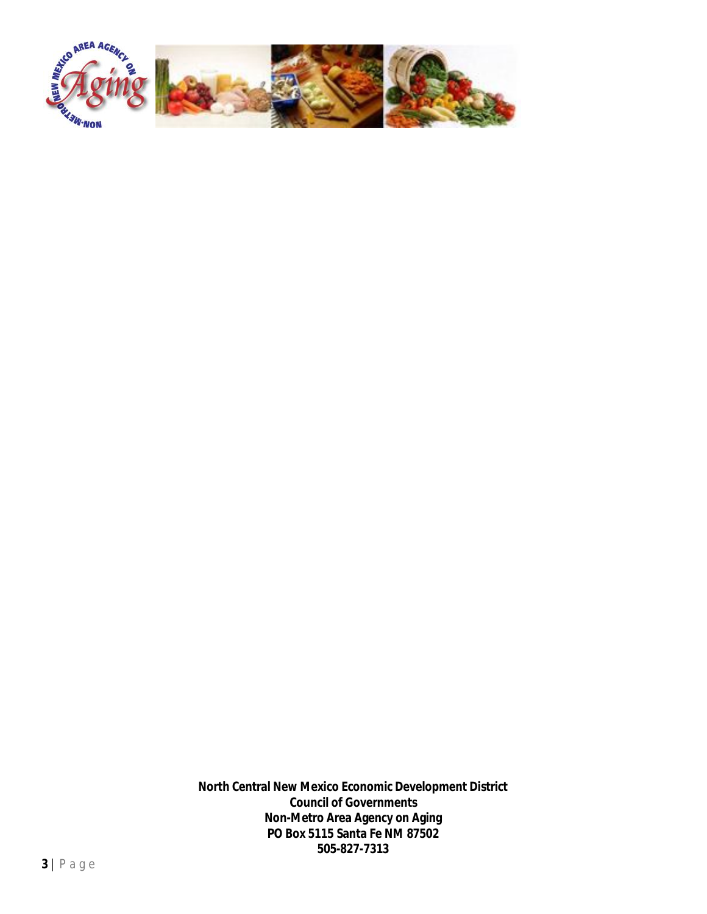**North Central New Mexico Economic Development District**
**Council of Governments**
**Non-Metro Area Agency on Aging**
**PO Box 5115 Santa Fe NM 87502**
**505-827-7313**